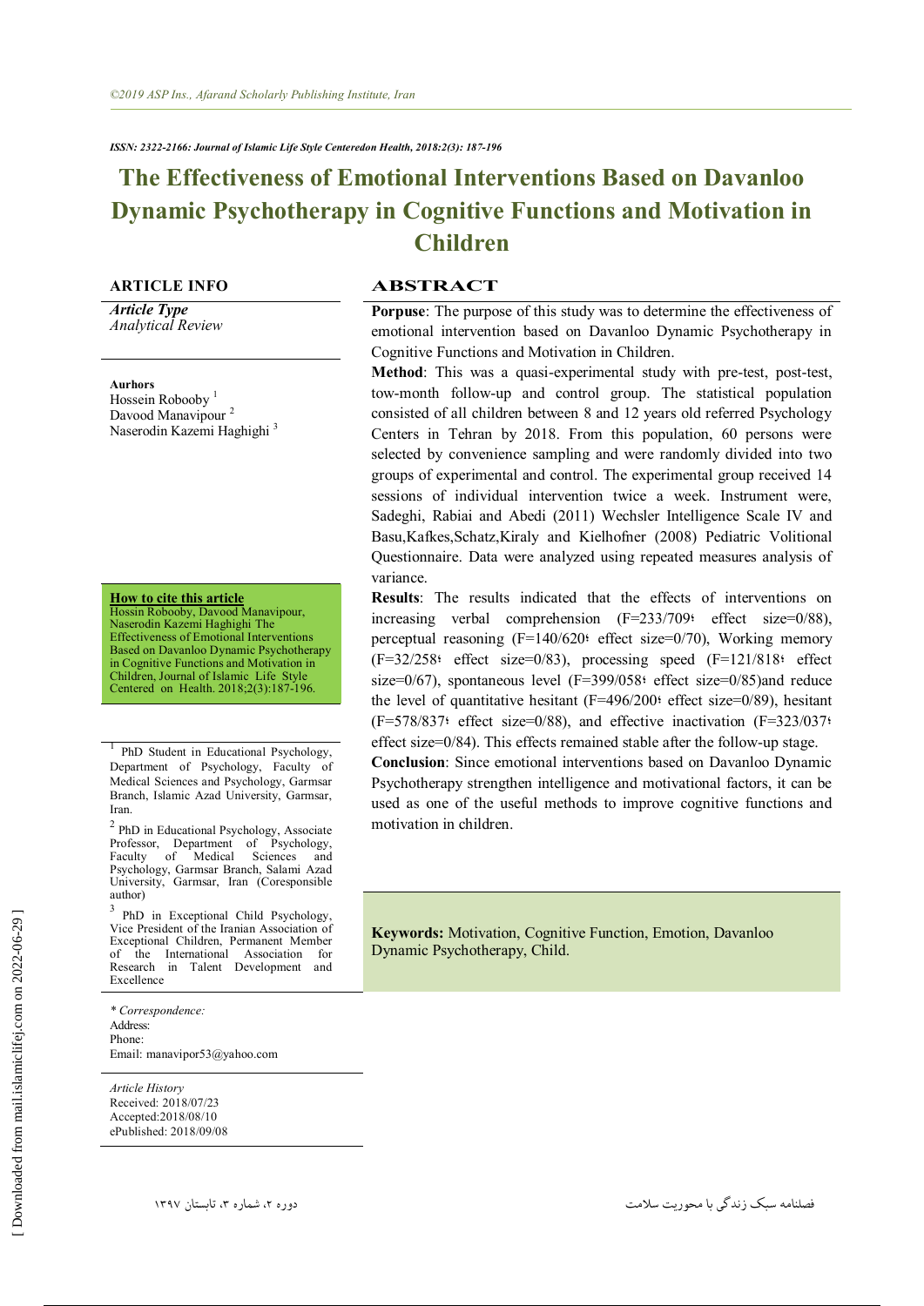*ISSN: 2322-2166: Journal of Islamic Life Style Centeredon Health, 2018:2(3): 187-196*

# The Effectiveness of Emotional Interventions Based on Davanloo Dynamic Psychotherapy in Cognitive Functions and Motivation in Children

## ARTICLE INFO

***Article Type***
*Analytical Review*

**Aurhors**
Hossein Robooby [1]
Davood Manavipour [2]
Naserodin Kazemi Haghighi [3]

**How to cite this article**
Hossein Robooby, Davood Manavipour, Naserodin Kazemi Haghighi The Effectiveness of Emotional Interventions Based on Davanloo Dynamic Psychotherapy in Cognitive Functions and Motivation in Children, Journal of Islamic Life Style Centered on Health. 2018;2(3):187-196.

[1] PhD Student in Educational Psychology, Department of Psychology, Faculty of Medical Sciences and Psychology, Garmsar Branch, Islamic Azad University, Garmsar, Iran.

[2] PhD in Educational Psychology, Associate Professor, Department of Psychology, Faculty of Medical Sciences and Psychology, Garmsar Branch, Salami Azad University, Garmsar, Iran (Coresponsible author)

[3] PhD in Exceptional Child Psychology, Vice President of the Iranian Association of Exceptional Children, Permanent Member of the International Association for Research in Talent Development and Excellence

*\* Correspondence:*
Address:
Phone:
Email: manavipor53@yahoo.com

*Article History*
Received: 2018/07/23
Accepted:2018/08/10
ePublished: 2018/09/08

## ABSTRACT

**Porpuse**: The purpose of this study was to determine the effectiveness of emotional intervention based on Davanloo Dynamic Psychotherapy in Cognitive Functions and Motivation in Children.

**Method**: This was a quasi-experimental study with pre-test, post-test, tow-month follow-up and control group. The statistical population consisted of all children between 8 and 12 years old referred Psychology Centers in Tehran by 2018. From this population, 60 persons were selected by convenience sampling and were randomly divided into two groups of experimental and control. The experimental group received 14 sessions of individual intervention twice a week. Instrument were, Sadeghi, Rabiai and Abedi (2011) Wechsler Intelligence Scale IV and Basu,Kafkes,Schatz,Kiraly and Kielhofner (2008) Pediatric Volitional Questionnaire. Data were analyzed using repeated measures analysis of variance.

**Results**: The results indicated that the effects of interventions on increasing verbal comprehension (F=233/709؛ effect size=0/88), perceptual reasoning (F=140/620؛ effect size=0/70), Working memory (F=32/258؛ effect size=0/83), processing speed (F=121/818؛ effect size=0/67), spontaneous level (F=399/058؛ effect size=0/85)and reduce the level of quantitative hesitant (F=496/200؛ effect size=0/89), hesitant (F=578/837؛ effect size=0/88), and effective inactivation (F=323/037؛ effect size=0/84). This effects remained stable after the follow-up stage.

**Conclusion**: Since emotional interventions based on Davanloo Dynamic Psychotherapy strengthen intelligence and motivational factors, it can be used as one of the useful methods to improve cognitive functions and motivation in children.

**Keywords:** Motivation, Cognitive Function, Emotion, Davanloo Dynamic Psychotherapy, Child.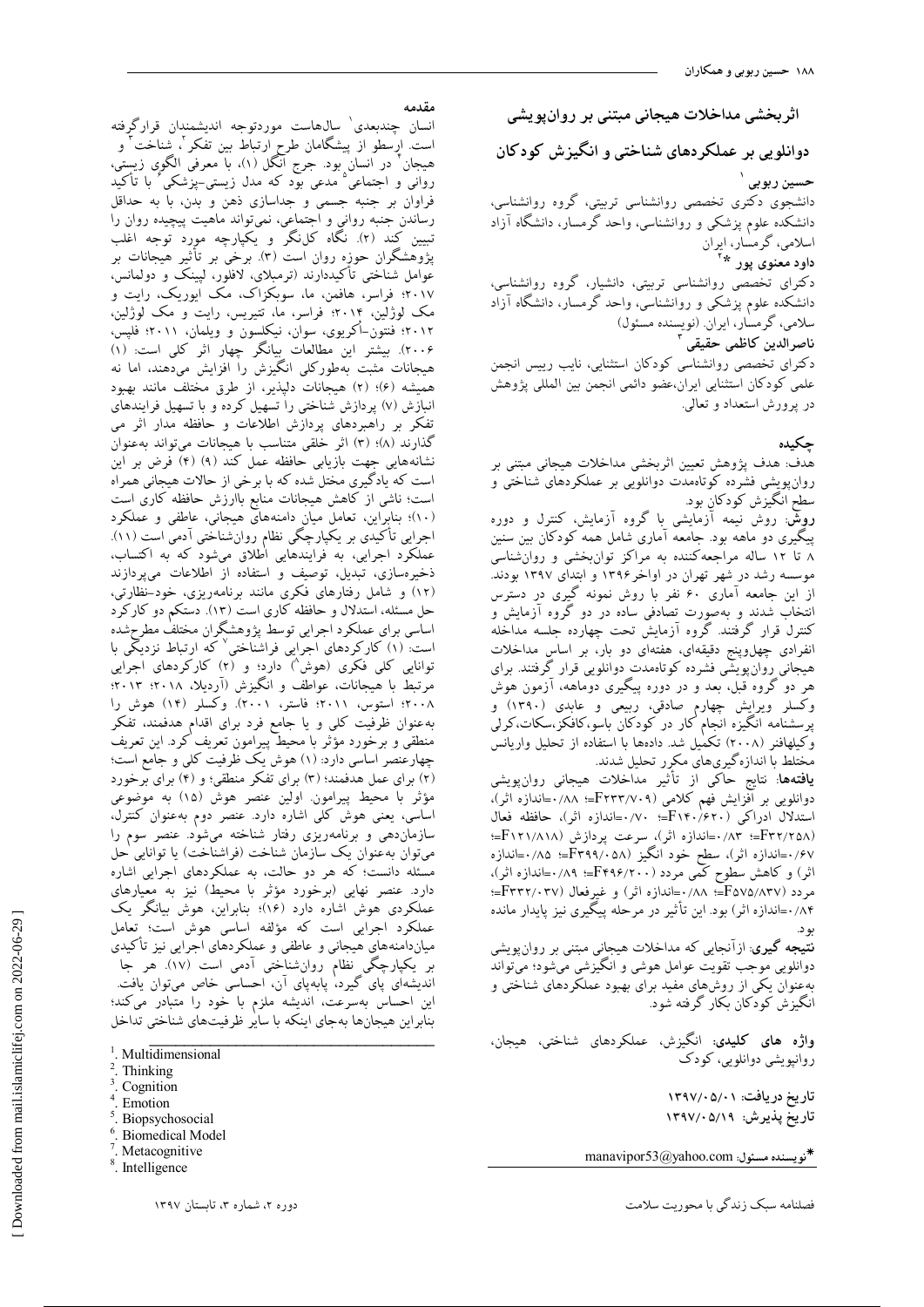# اثربخشی مداخلات هیجانی مبتنی بر روان‌پویشی دوانلویی بر عملکردهای شناختی و انگیزش کودکان

**حسین ربوبی** [1]

دانشجوی دکتری تخصصی روانشناسی تربیتی، گروه روانشناسی، دانشکده علوم پزشکی و روانشناسی، واحد گرمسار، دانشگاه آزاد اسلامی، گرمسار، ایران

**داود معنوی پور** *[2]

دکترای تخصصی روانشناسی تربیتی، دانشیار، گروه روانشناسی، دانشکده علوم پزشکی و روانشناسی، واحد گرمسار، دانشگاه آزاد اسلامی، گرمسار، ایران. (نویسنده مسئول)

**ناصرالدین کاظمی حقیقی** [3]

دکترای تخصصی روانشناسی کودکان استثنایی، نایب رییس انجمن علمی کودکان استثنایی ایران،عضو دائمی انجمن بین المللی پژوهش در پرورش استعداد و تعالی.

## چکیده

هدف: هدف پژوهش تعیین اثربخشی مداخلات هیجانی مبتنی بر روان‌پویشی فشرده کوتاه‌مدت دوانلویی بر عملکردهای شناختی و سطح انگیزش کودکان بود.

**روش**: روش نیمه آزمایشی با گروه آزمایش، کنترل و دوره پیگیری دو ماهه بود. جامعه آماری شامل همه کودکان بین سنین ۸ تا ۱۲ ساله مراجعه‌کننده به مراکز توانبخشی و روانشناسی موسسه رشد در شهر تهران در اواخر۱۳۹۶ و ابتدای ۱۳۹۷ بودند. از این جامعه آماری ۶۰ نفر با روش نمونه گیری در دسترس انتخاب شدند و به‌صورت تصادفی ساده در دو گروه آزمایش و کنترل قرار گرفتند. گروه آزمایش تحت چهارده جلسه مداخله انفرادی چهل‌وپنج دقیقه‌ای، هفته‌ای دو بار، بر اساس مداخلات هیجانی روان‌پویشی فشرده کوتاه‌مدت دوانلویی قرار گرفتند. برای هر دو گروه قبل، بعد و در دوره پیگیری دوماهه، آزمون هوش وکسلر ویرایش چهارم صادقی، ربیعی و عابدی (۱۳۹۰) و پرسشنامه انگیزه انجام کار در کودکان باسو،کافکز،سکات،کرلی وکیلهافنر (۲۰۰۸) تکمیل شد. داده‌ها با استفاده از تحلیل واریانس مختلط با اندازه‌گیری‌های مکرر تحلیل شدند.

**یافته‌ها**: نتایج حاکی از تأثیر مداخلات هیجانی روان‌پویشی دوانلویی بر افزایش فهم کلامی (F۲۳۳/۷۰۹=؛ ۰/۸۸=اندازه اثر)، استدلال ادراکی (F۱۴۰/۶۲۰=؛ ۰/۷۰=اندازه اثر)، حافظه فعال (F۳۳/۲۵۸=؛ ۰/۸۳=اندازه اثر)، سرعت پردازش (F۱۲۱/۸۱۸=؛ ۰/۶۷=اندازه اثر)، سطح خود انگیز (F۳۹۹/۰۵۸=؛ ۰/۸۵=اندازه اثر) و کاهش سطوح کمی مردد (F۴۹۶/۲۰۰=؛ ۰/۸۹=اندازه اثر)، مردد (F۵۷۵/۸۳۷=؛ ۰/۸۸=اندازه اثر) و غیرفعال (F۳۳۲/۰۳۷=؛ ۰/۸۴=اندازه اثر) بود. این تأثیر در مرحله پیگیری نیز پایدار مانده بود.

**نتیجه گیری**: ازآنجایی که مداخلات هیجانی مبتنی بر روان‌پویشی دوانلویی موجب تقویت عوامل هوشی و انگیزشی می‌شود؛ می‌تواند به‌عنوان یکی از روش‌های مفید برای بهبود عملکردهای شناختی و انگیزش کودکان بکار گرفته شود.

**واژه های کلیدی**: انگیزش، عملکردهای شناختی، هیجان، روان‌پویشی دوانلویی، کودک

**تاریخ دریافت**: ۱۳۹۷/۰۵/۰۱
**تاریخ پذیرش**: ۱۳۹۷/۰۵/۱۹

***نویسنده مسئول**: manavipor53@yahoo.com

## مقدمه

انسان چندبعدی[1] سال‌هاست موردتوجه اندیشمندان قرارگرفته است. ارسطو از پیشگامان طرح ارتباط بین تفکر[2]، شناخت[3] و هیجان[4] در انسان بود. جرج انگل (۱)، با معرفی الگوی زیستی، روانی و اجتماعی[5] مدعی بود که مدل زیستی-پزشکی[6] با تأکید فراوان بر جنبه جسمی و جداسازی ذهن و بدن، با به حداقل رساندن جنبه روانی و اجتماعی، نمی‌تواند ماهیت پیچیده روان را تبیین کند (۲). نگاه کل‌نگر و یکپارچه مورد توجه اغلب پژوهشگران حوزه روان است (۳). برخی بر تأثیر هیجانات بر عوامل شناختی تأکیددارند (ترمیلای، لافلور، لیپنک و دولمانس، ۲۰۱۷؛ فراسر، هافمن، ما، سوبکزاک، مک ایوریک، رایت و مک لوژلین، ۲۰۱۴؛ فراسر، ما، تتیریس، رایت و مک لوژلین، ۲۰۱۲؛ فنتون-اُکریوی، سوان، نیکلسون و ویلمان، ۲۰۱۱؛ فلپس، ۲۰۰۶). بیشتر این مطالعات بیانگر چهار اثر کلی است: (۱) هیجانات مثبت به‌طورکلی انگیزش را افزایش می‌دهند، اما نه همیشه (۶)؛ (۲) هیجانات دلپذیر، از طرق مختلف مانند بهبود انبازش (۷) پردازش شناختی را تسهیل کرده و با تسهیل فرایندهای تفکر بر راهبردهای پردازش اطلاعات و حافظه مدار اثر می گذارند (۸)؛ (۳) اثر خلقی متناسب با هیجانات می‌تواند به‌عنوان نشانه‌هایی جهت بازیابی حافظه عمل کند (۹) (۴) فرض بر این است که یادگیری مختل شده که با برخی از حالات هیجانی همراه است؛ ناشی از کاهش هیجانات منابع باارزش حافظه کاری است (۱۰)؛ بنابراین، تعامل میان دامنه‌های هیجانی، عاطفی و عملکرد اجرایی تأکیدی بر یکپارچگی نظام روان‌شناختی آدمی است (۱۱). عملکرد اجرایی، به فرایندهایی اطلاق می‌شود که به اکتساب، ذخیره‌سازی، تبدیل، توصیف و استفاده از اطلاعات می‌پردازند (۱۲) و شامل رفتارهای فکری مانند برنامه‌ریزی، خود-نظارتی، حل مسئله، استدلال و حافظه کاری است (۱۳). دستکم دو کارکرد اساسی برای عملکرد اجرایی توسط پژوهشگران مختلف مطرح‌شده است: (۱) کارکردهای اجرایی فراشناختی[7] که ارتباط نزدیکی با توانایی کلی فکری (هوش[8]) دارد؛ و (۲) کارکردهای اجرایی مرتبط با هیجانات، عواطف و انگیزش (آردیلا، ۲۰۱۸؛ ۲۰۱۳؛ ۲۰۰۸؛ استوس، ۲۰۱۱؛ فاستر، ۲۰۰۱). وکسلر (۱۴) هوش را به‌عنوان ظرفیت کلی و یا جامع فرد برای اقدام هدفمند، تفکر منطقی و برخورد مؤثر با محیط پیرامون تعریف کرد. این تعریف چهارعنصر اساسی دارد: (۱) هوش یک ظرفیت کلی و جامع است؛ (۲) برای عمل هدفمند؛ (۳) برای تفکر منطقی؛ و (۴) برای برخورد مؤثر با محیط پیرامون. اولین عنصر هوش (۱۵) به موضوعی اساسی، یعنی هوش کلی اشاره دارد. عنصر دوم به‌عنوان کنترل، سازماندهی و برنامه‌ریزی رفتار شناخته می‌شود. عنصر سوم را می‌توان به‌عنوان یک سازمان شناخت (فراشناخت) یا توانایی حل مسئله دانست؛ که هر دو حالت، به عملکردهای اجرایی اشاره دارد. عنصر نهایی (برخورد مؤثر با محیط) نیز به معیارهای عملکردی هوش اشاره دارد (۱۶)؛ بنابراین، هوش بیانگر یک عملکرد اجرایی است که مؤلفه اساسی هوش است؛ تعامل میان‌دامنه‌های هیجانی و عاطفی و عملکردهای اجرایی نیز تأکیدی بر یکپارچگی نظام روان‌شناختی آدمی است (۱۷). هر جا اندیشه‌ای پای گیرد، پابه‌پای آن، احساسی خاص می‌توان یافت. این احساس به‌سرعت، اندیشه ملازم با خود را متبادر می‌کند؛ بنابراین هیجان‌ها به‌جای اینکه با سایر ظرفیت‌های شناختی تداخل

---

[1]. Multidimensional
[2]. Thinking
[3]. Cognition
[4]. Emotion
[5]. Biopsychosocial
[6]. Biomedical Model
[7]. Metacognitive
[8]. Intelligence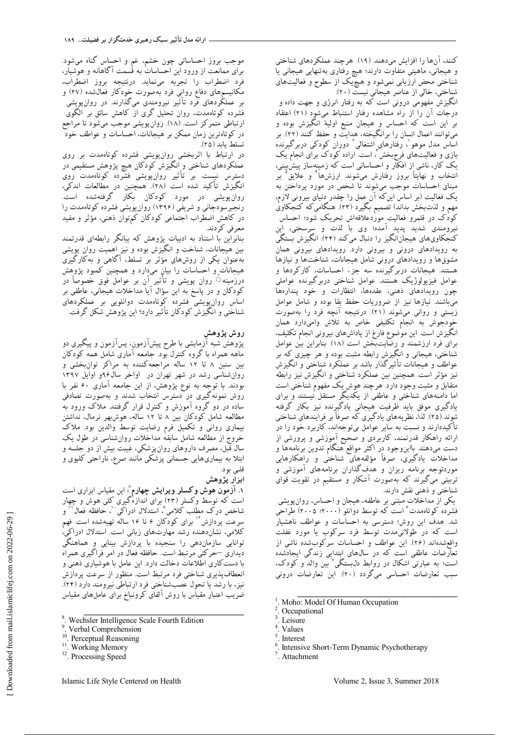کنند، آن‌ها را افزایش می‌دهند (۱۹). هرچند عملکردهای شناختی و هیجانی، ماهیتی متفاوت دارند؛ هیچ رفتاری به‌تنهایی هیجانی یا شناختی محض ارزیابی نمی‌شود و هیچ‌یک از سطوح و فعالیت‌های شناختی، خالی از عناصر هیجانی نیست (۲۰).

انگیزش مفهومی درونی است که به رفتار انرژی و جهت داده و درجات آن را از راه مشاهده رفتار استنباط می‌شود (۲۱) اعتقاد بر این است که احساس و هیجان منبع اولیهٔ انگیزش بوده و می‌توانند اعمال انسان را برانگیخته، هدایت و حفظ کنند (۲۲). بر اساس مدل موهو[1]، رفتارهای اشتغالی[2] دوران کودکی دربرگیرنده بازی و فعالیت‌های فرح‌بخش[3]، است. اراده کودک برای انجام یک یک کار، ناشی از افکار و احساساتی است که زمینه‌ساز پیش‌بینی، انتخاب و نهایتاً بروز رفتارش می‌شوند. ارزش‌ها[4] و علایق[5] بر مبنای احساسات موجب می‌شوند تا شخص در مورد پرداختن به یک فعالیت (بر اساس این‌که آن عمل را چقدر دنیای بیرونی لازم، مهم و لذت‌بخش بداند) تصمیم بگیرد (۲۳). هنگامی‌که کنجکاوی کودک در قلمرو فعالیت موردعلاقه‌اش تحریک شود؛ احساس نیرومندی شدید پدید آمده؛ وی با لذت و سرسختی، این کنجکاوی‌های هیجان‌انگیز را دنبال می‌کند (۲۴). انگیزش بستگی به رویدادهای درونی و بیرونی دارد. رویدادهای درونی همان مشوق‌ها و رویدادهای درونی شامل هیجانات، شناخت‌ها و نیازها هستند. هیجانات دربرگیرنده سه جزء احساسات، کارکردها و عوامل فیزیولوژیک هستند. عوامل شناختی دربرگیرنده عواملی چون رویدادهای ذهنی، عقده‌ها، انتظارات و خود پنداره‌ها می‌باشند. نیازها نیز از ضروریات حفظ بقا بوده و شامل عوامل زیستی و روانی می‌شوند (۲۱). درنتیجه آنچه فرد را به‌صورت خودجوش به انجام تکلیفی خاص به تلاش وامی‌دارد همان انگیزش است. این موضوع فارغ از پاداش‌های بیرونی انجام تکلیف، برای فرد ارزشمند و رضایت‌بخش است (۱۸). بنابراین بین عوامل شناختی، هیجانی و انگیزش رابطه مثبت بوده و هر چیزی که بر عواطف و هیجانات تأثیرگذار باشد بر عملکرد شناختی و انگیزش نیز مؤثر است. همچنین بین عملکرد شناختی و انگیزش نیز رابطه متقابل و مثبت وجود دارد. هرچند هوش یک مفهوم شناختی است اما دامنه‌های شناختی و عاطفی از یکدیگر مستقل نیستند و برای یادگیری موفق باید ظرفیت هیجانی یادگیرنده نیز بکار گرفته شوند (۲۵). لذا، نظریه‌های یادگیری که صرفاً بر فرایندهای شناختی تأکیددارند و نسبت به سایر عوامل بی‌توجه‌اند، کاربرد خود را در ارائه راهکار قدرتمند، کاربردی و صحیح آموزشی و پرورشی از دست می‌دهند. بااین‌وجود در اکثر مواقع هنگام تدوین برنامه‌ها و مداخلات یادگیری، صرفاً مؤلفه‌های شناختی و راهکارهایی موردتوجه برنامه ریزان و هدف‌گذاران برنامه‌های آموزشی و تربیتی می‌گیرند که به‌صورت آشکار و مستقیم در تقویت قوای شناختی و ذهنی نقش دارند.

یکی از مداخلات مبتنی بر عاطفه، هیجان و احساس، روان‌پویشی فشرده کوتاه‌مدت[6] است که توسط دوانلو (۲۰۰۰؛ ۲۰۰۵) طراحی شد. هدف این روش؛ دسترسی به احساسات و عواطف ناهشیار است که در طولانی‌مدت توسط فرد سرکوب یا مورد غفلت واقع‌شده‌اند (۲۶). این عواطف و احساسات سرکوب‌شده ناشی از تعارضات عاطفی است که در سال‌های ابتدایی زندگی ایجادشده است؛ به عبارتی اشکال در روابط دلبستگی[7] بین والد و کودک، سبب تعارضات احساسی می‌گردد (۲۰). این تعارضات درونی موجب بروز احساساتی چون خشم، غم و احساس گناه می‌شود. برای ممانعت از ورود این احساسات به قسمت آگاهانه و هوشیار، فرد اضطراب را تجربه می‌نماید. درنتیجه بروز اضطراب، مکانیسم‌های دفاع روانی فرد به‌صورت خودکار فعال‌شده (۲۷) و بر عملکردهای فرد تأثیر نیرومندی می‌گذارند. در روان‌پویشی فشرده کوتاه‌مدت، روان تحلیل گری از کاهش سائق بر الگوی ارتباطی متمرکز است (۱۸). روان‌پویشی موجب می‌شود تا مراجع در کوتاه‌ترین زمان ممکن بر هیجانات، احساسات و عواطف خود تسلط یابد (۲۵).

در ارتباط با اثربخشی روان‌پویشی فشرده کوتاه‌مدت بر روی عملکردهای شناختی و انگیزش کودکان هیچ پژوهش مستقیمی در دسترس نیست. بر تأثیر روان‌پویشی فشرده کوتاه‌مدت روی انگیزش تأکید شده است (۲۸). همچنین در مطالعات اندکی، روان‌پویشی در مورد کودکان بکار گرفته‌شده است. رنجبرسودجانی و شریفی (۱۳۹۶) روان‌پویشی فشرده کوتاه‌مدت را در کاهش اضطراب اجتماعی کودکان کم‌توان ذهنی، مؤثر و مفید معرفی کردند.

بنابراین با استناد به ادبیات پژوهش که بیانگر رابطه‌ای قدرتمند بین هیجانات، شناخت و انگیزش بوده و نیز اهمیت روان پویشی به‌عنوان یکی از روش‌های مؤثر بر تسلط، آگاهی و به‌کارگیری هیجانات و احساسات را بیان می‌دارد و همچنین کمبود پژوهش درزمینه روان پویشی و تأثیر آن بر عوامل فوق خصوصاً در کودکان و در پاسخ به این سؤال آیا مداخلات هیجانی، عاطفی بر اساس روان‌پویشی فشرده کوتاه‌مدت دوانلویی بر عملکردهای شناختی و انگیزش کودکان تأثیر دارد؟ این پژوهش شکل گرفت.

## روش پژوهش

پژوهش شبه آزمایشی با طرح پیش‌آزمون، پس‌آزمون و پیگیری دو ماهه همراه با گروه کنترل بود. جامعه آماری شامل همه کودکان بین سنین ۸ تا ۱۲ ساله مراجعه‌کننده به مراکز توان‌بخشی و روان‌شناسی رشد در شهر تهران در اواخر سال۹۶و اوایل ۱۳۹۷ بودند. با توجه به نوع پژوهش، از این جامعه آماری ۶۰ نفر با روش نمونه‌گیری در دسترس انتخاب شدند و به‌صورت تصادفی ساده در دو گروه آموزش و کنترل قرار گرفتند. ملاک ورود به مطالعه شامل کودکان بین ۸ تا ۱۲ ساله، هوش‌بهر نرمال، نداشتن بیماری روانی و تکمیل فرم رضایت توسط والدین بود. ملاک خروج از مطالعه شامل سابقه مداخلات روان‌شناسی در طول یک سال قبل، مصرف داروهای روان‌پزشکی، غیبت بیش از دو جلسه و ابتلا به بیماری‌هایی جسمانی پزشکی مانند صرع، ناراحتی کلیوی و قلبی بود.

### ابزار پژوهش

**۱. آزمون هوش وکسلر ویرایش چهارم**[8]: این مقیاس ابزاری است است که توسط وکسلر (۲۳) برای اندازه‌گیری کلی هوش و چهار شاخص درک مطلب کلامی[9]، استدلال ادراکی[10]، حافظه فعال[11] و سرعت پردازش[12] برای کودکان ۶ تا ۱۶ ساله تهیه‌شده است. فهم کلامی، نشان‌دهنده رشد مهارت‌های زبانی است. استدلال ادراکی، توانایی سازمان‌دهی را سنجیده با پردازش بینایی و هماهنگی دیداری –حرکتی مرتبط است. حافظه فعال در امر فراگیری همراه با دست‌کاری اطلاعات دخالت دارد. این عامل با هوشیاری ذهنی و انعطاف‌پذیری شناختی فرد مرتبط است. منظور از سرعت پردازش نیز، با رشد یا تحول عصب‌شناختی فرد ارتباطی نیرومند دارد (۲۴). ضریب اعتبار مقیاس با روش آلفای کرونباخ برای عامل‌های مقیاس

---

[1]. Moho: Model Of Human Occupation
[2]. Occupational
[3]. Leisure
[4]. Values
[5]. Interest
[6]. Intensive Short-Term Dynamic Psychotherapy
[7]. Attachment
[8]. Wechsler Intelligence Scale Fourth Edition
[9]. Verbal Comprehension
[10]. Perceptual Reasoning
[11]. Working Memory
[12]. Processing Speed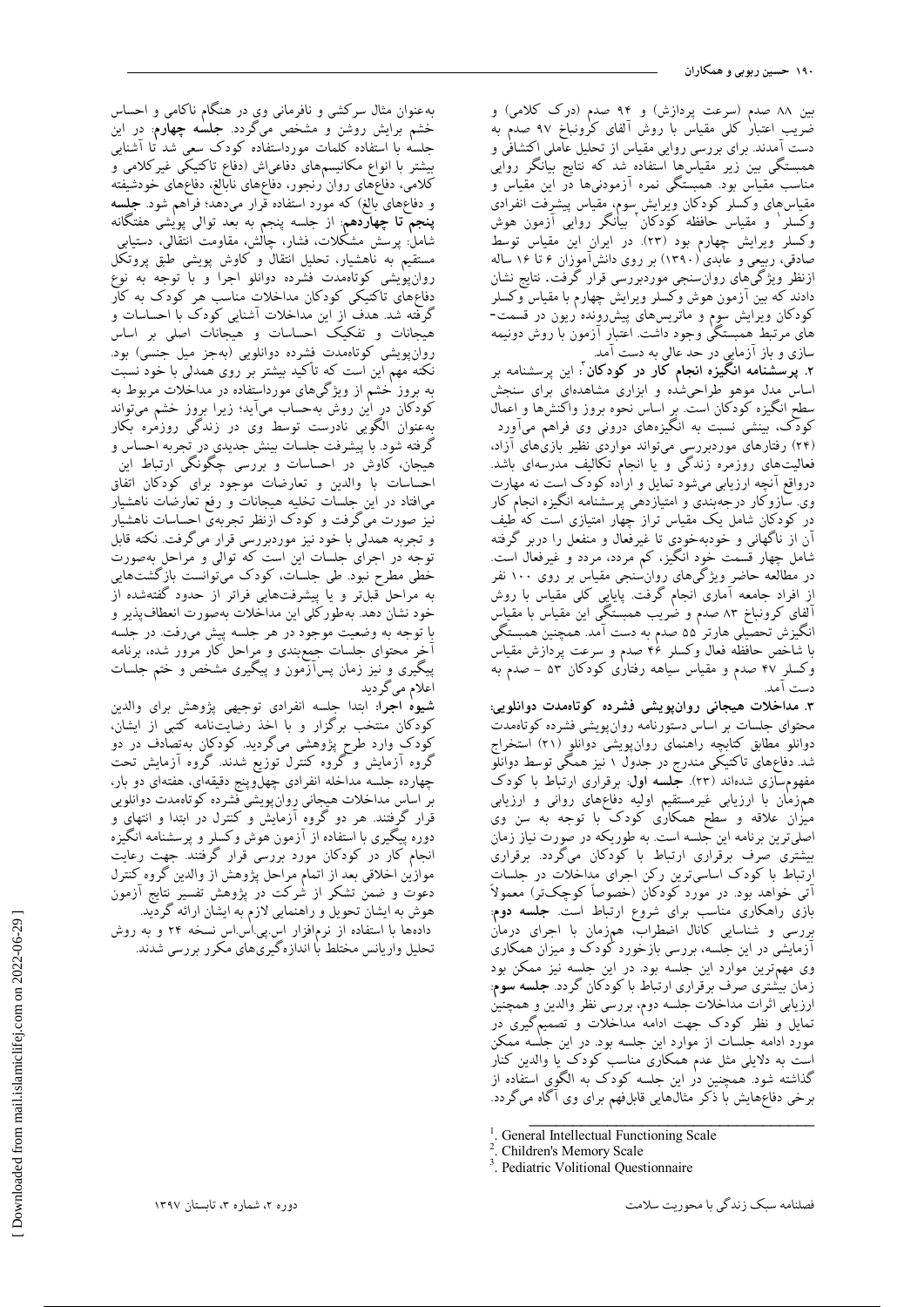بین ۸۸ صدم (سرعت پردازش) و ۹۴ صدم (درک کلامی) و ضریب اعتبار کلی مقیاس با روش آلفای کرونباخ ۹۷ صدم به دست آمدند. برای بررسی روایی مقیاس از تحلیل عاملی اکتشافی و همبستگی بین زیر مقیاس‌ها استفاده شد که نتایج بیانگر روایی مناسب مقیاس بود. همبستگی نمره آزمودنی‌ها در این مقیاس و مقیاس‌های وکسلر کودکان ویرایش سوم، مقیاس پیشرفت انفرادی وکسلر[1] و مقیاس حافظه کودکان[2] بیانگر روایی آزمون هوش وکسلر ویرایش چهارم بود (۲۳). در ایران این مقیاس توسط صادقی، ربیعی و عابدی (۱۳۹۰) بر روی دانش‌آموزان ۶ تا ۱۶ ساله ازنظر ویژگی‌های روان‌سنجی موردبررسی قرار گرفت. نتایج نشان دادند که بین آزمون هوش وکسلر ویرایش چهارم با مقیاس وکسلر کودکان ویرایش سوم و ماتریس‌های پیش‌رونده ریون در قسمت‌های مرتبط همبستگی وجود داشت. اعتبار آزمون با روش دونیمه سازی و باز آزمایی در حد عالی به دست آمد.

**۲. پرسشنامه انگیزه انجام کار در کودکان**[3]: این پرسشنامه بر اساس مدل موهو طراحی‌شده و ابزاری مشاهده‌ای برای سنجش سطح انگیزه کودکان است. بر اساس نحوه بروز واکنش‌ها و اعمال کودک، بینشی نسبت به انگیزه‌های درونی وی فراهم می‌آورد (۲۴) رفتارهای موردبررسی می‌تواند مواردی نظیر بازی‌های آزاد، فعالیت‌های روزمره زندگی و یا انجام تکالیف مدرسه‌ای باشد. درواقع آنچه ارزیابی می‌شود تمایل و اراده کودک است نه مهارت وی. سازوکار درجه‌بندی و امتیازدهی پرسشنامه انگیزه انجام کار در کودکان شامل یک مقیاس تراز چهار امتیازی است که طیف آن از ناگهانی و خودبه‌خودی تا غیرفعال و منفعل را دربر گرفته شامل چهار قسمت خود انگیز، کم مردد، مردد و غیرفعال است. در مطالعه حاضر ویژگی‌های روان‌سنجی مقیاس بر روی ۱۰۰ نفر از افراد جامعه آماری انجام گرفت. پایایی کلی مقیاس با روش آلفای کرونباخ ۸۳ صدم و ضریب همبستگی این مقیاس با مقیاس انگیزش تحصیلی هارتر ۵۵ صدم به دست آمد. همچنین همبستگی با شاخص حافظه فعال وکسلر ۴۶ صدم و سرعت پردازش مقیاس وکسلر ۴۷ صدم و مقیاس سیاهه رفتاری کودکان ۵۳ - صدم به دست آمد.

**۳. مداخلات هیجانی روان‌پویشی فشرده کوتاه‌مدت دوانلویی:** محتوای جلسات بر اساس دستورنامه روان‌پویشی فشرده کوتاه‌مدت دوانلو مطابق کتابچه راهنمای روان‌پویشی دوانلو (۲۱) استخراج شد. دفاع‌های تاکتیکی مندرج در جدول ۱ نیز همگی توسط دوانلو مفهوم‌سازی شده‌اند (۲۳). **جلسه اول**: برقراری ارتباط با کودک هم‌زمان با ارزیابی غیرمستقیم اولیه دفاع‌های روانی و ارزیابی میزان علاقه و سطح همکاری کودک با توجه به سن وی اصلی‌ترین برنامه این جلسه است. به طوریکه در صورت نیاز زمان بیشتری صرف برقراری ارتباط با کودکان می‌گردد. برقراری ارتباط با کودک اساسی‌ترین رکن اجرای مداخلات در جلسات آتی خواهد بود. در مورد کودکان (خصوصاً کوچک‌تر) معمولاً بازی راهکاری مناسب برای شروع ارتباط است. **جلسه دوم**: بررسی و شناسایی کانال اضطراب، هم‌زمان با اجرای درمان آزمایشی در این جلسه، بررسی بازخورد کودک و میزان همکاری وی مهم‌ترین موارد این جلسه بود. در این جلسه نیز ممکن بود زمان بیشتری صرف برقراری ارتباط با کودکان گردد. **جلسه سوم**: ارزیابی اثرات مداخلات جلسه دوم، بررسی نظر والدین و همچنین تمایل و نظر کودک جهت ادامه مداخلات و تصمیم‌گیری در مورد ادامه جلسات از موارد این جلسه بود. در این جلسه ممکن است به دلایلی مثل عدم همکاری مناسب کودک یا والدین کنار گذاشته شود. همچنین در این جلسه کودک به الگوی استفاده از برخی دفاع‌هایش با ذکر مثال‌هایی قابل‌فهم برای وی آگاه می‌گردد. به‌عنوان مثال سرکشی و نافرمانی وی در هنگام ناکامی و احساس خشم برایش روشن و مشخص می‌گردد. **جلسه چهارم**: در این جلسه با استفاده کلمات مورداستفاده کودک سعی شد تا آشنایی بیشتر با انواع مکانیسم‌های دفاعی‌اش (دفاع تاکتیکی غیرکلامی و کلامی، دفاع‌های روان رنجور، دفاع‌های نابالغ، دفاع‌های خودشیفته و دفاع‌های بالغ) که مورد استفاده قرار می‌دهد؛ فراهم شود. **جلسه پنجم تا چهاردهم**: از جلسه پنجم به بعد توالی پویشی هفتگانه شامل: پرسش مشکلات، فشار، چالش، مقاومت انتقالی، دستیابی مستقیم به ناهشیار، تحلیل انتقال و کاوش پویشی طبق پروتکل روان‌پویشی کوتاه‌مدت فشرده دوانلو اجرا و با توجه به نوع دفاع‌های تاکتیکی کودکان مداخلات مناسب هر کودک به کار گرفته شد. هدف از این مداخلات آشنایی کودک با احساسات و هیجانات و تفکیک احساسات و هیجانات اصلی بر اساس روان‌پویشی کوتاه‌مدت فشرده دوانلویی (به‌جز میل جنسی) بود. نکته مهم این است که تأکید بیشتر بر روی همدلی با خود نسبت به بروز خشم از ویژگی‌های مورداستفاده در مداخلات مربوط به کودکان در این روش به‌حساب می‌آید؛ زیرا بروز خشم می‌تواند به‌عنوان الگویی نادرست توسط وی در زندگی روزمره بکار گرفته شود. با پیشرفت جلسات بینش جدیدی در تجربه احساس و هیجان، کاوش در احساسات و بررسی چگونگی ارتباط این احساسات با والدین و تعارضات موجود برای کودکان اتفاق می‌افتاد در این جلسات تخلیه هیجانات و رفع تعارضات ناهشیار نیز صورت می‌گرفت و کودک ازنظر تجربه‌ی احساسات ناهشیار و تجربه همدلی با خود نیز موردبررسی قرار می‌گرفت. نکته قابل توجه در اجرای جلسات این است که توالی و مراحل به‌صورت خطی مطرح نبود. طی جلسات، کودک می‌توانست بازگشت‌هایی به مراحل قبل‌تر و یا پیشرفت‌هایی فراتر از حدود گفته‌شده از خود نشان دهد. به‌طورکلی این مداخلات به‌صورت انعطاف‌پذیر و با توجه به وضعیت موجود در هر جلسه پیش می‌رفت. در جلسه آخر محتوای جلسات جمع‌بندی و مراحل کار مرور شده، برنامه پیگیری و نیز زمان پس‌آزمون و پیگیری مشخص و ختم جلسات اعلام می‌گردید.

**شیوه اجرا**: ابتدا جلسه انفرادی توجیهی پژوهش برای والدین کودکان منتخب برگزار و با اخذ رضایت‌نامه کتبی از ایشان، کودک وارد طرح پژوهشی می‌گردید. کودکان به‌تصادف در دو گروه آزمایش و گروه کنترل توزیع شدند. گروه آزمایش تحت چهارده جلسه مداخله انفرادی چهل‌وپنج دقیقه‌ای، هفته‌ای دو بار، بر اساس مداخلات هیجانی روان‌پویشی فشرده کوتاه‌مدت دوانلویی قرار گرفتند. هر دو گروه آزمایش و کنترل در ابتدا و انتهای و دوره پیگیری با استفاده از آزمون هوش وکسلر و پرسشنامه انگیزه انجام کار در کودکان مورد بررسی قرار گرفتند. جهت رعایت موازین اخلاقی بعد از اتمام مراحل پژوهش از والدین گروه کنترل دعوت و ضمن تشکر از شرکت در پژوهش تفسیر نتایج آزمون هوش به ایشان تحویل و راهنمایی لازم به ایشان ارائه گردید.

داده‌ها با استفاده از نرم‌افزار اس.پی.اس.اس نسخه ۲۴ و به روش تحلیل واریانس مختلط با اندازه‌گیری‌های مکرر بررسی شدند.

---

[1]. General Intellectual Functioning Scale

[2]. Children's Memory Scale

[3]. Pediatric Volitional Questionnaire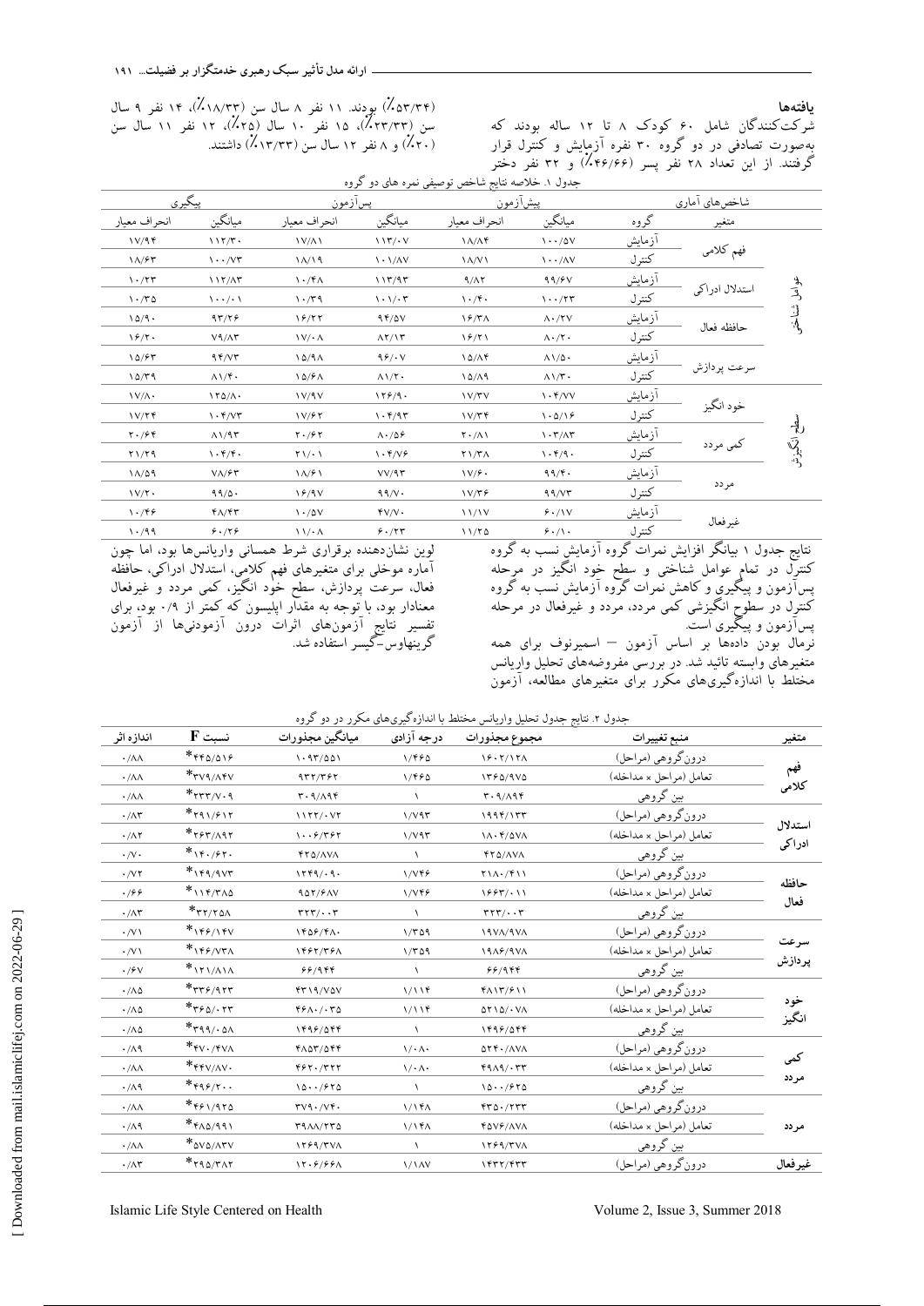## یافته‌ها

شرکت‌کنندگان شامل ۶۰ کودک ۸ تا ۱۲ ساله بودند که به‌صورت تصادفی در دو گروه ۳۰ نفره آزمایش و کنترل قرار گرفتند. از این تعداد ۲۸ نفر پسر (۴۶/۶۶٪) و ۳۲ نفر دختر (۵۳/۳۴٪) بودند. ۱۱ نفر ۸ سال سن (۱۸/۳۳٪)، ۱۴ نفر ۹ سال سن (۲۳/۳۳٪)، ۱۵ نفر ۱۰ سال (۲۵٪)، ۱۲ نفر ۱۱ سال سن (۲۰٪) و ۸ نفر ۱۲ سال سن (۱۳/۳۳٪) داشتند.

جدول ۱. خلاصه نتایج شاخص توصیفی نمره های دو گروه

| | شاخص‌های آماری | | پیش‌آزمون | | پس‌آزمون | | پیگیری | |
|---|---|---|---|---|---|---|---|---|
| | متغیر | گروه | میانگین | انحراف معیار | میانگین | انحراف معیار | میانگین | انحراف معیار |
| عوامل شناختی | فهم کلامی | آزمایش | ۱۰۰/۵۷ | ۱۸/۸۴ | ۱۱۳/۰۷ | ۱۷/۸۱ | ۱۱۳/۳۰ | ۱۷/۹۴ |
| | | کنترل | ۱۰۰/۸۷ | ۱۸/۷۱ | ۱۰۱/۸۷ | ۱۸/۱۹ | ۱۰۰/۷۳ | ۱۸/۶۳ |
| | استدلال ادراکی | آزمایش | ۹۹/۶۷ | ۹/۸۲ | ۱۱۳/۹۳ | ۱۰/۴۸ | ۱۱۲/۸۳ | ۱۰/۲۳ |
| | | کنترل | ۱۰۰/۲۳ | ۱۰/۴۰ | ۱۰۱/۰۳ | ۱۰/۳۹ | ۱۰۰/۰۱ | ۱۰/۳۵ |
| | حافظه فعال | آزمایش | ۸۰/۲۷ | ۱۶/۳۸ | ۹۴/۵۷ | ۱۶/۲۲ | ۹۳/۲۶ | ۱۵/۹۰ |
| | | کنترل | ۸۰/۲۰ | ۱۶/۲۱ | ۸۲/۱۳ | ۱۷/۰۸ | ۷۹/۸۳ | ۱۶/۲۰ |
| | سرعت پردازش | آزمایش | ۸۱/۵۰ | ۱۵/۸۴ | ۹۶/۰۷ | ۱۵/۹۸ | ۹۴/۷۳ | ۱۵/۶۳ |
| | | کنترل | ۸۱/۳۰ | ۱۵/۸۹ | ۸۱/۲۰ | ۱۵/۶۸ | ۸۱/۴۰ | ۱۵/۳۹ |
| راهبردهای انگیزشی | خود انگیز | آزمایش | ۱۰۴/۷۷ | ۱۷/۳۷ | ۱۲۶/۹۰ | ۱۷/۹۷ | ۱۲۵/۸۰ | ۱۷/۸۰ |
| | | کنترل | ۱۰۵/۱۶ | ۱۷/۳۴ | ۱۰۴/۹۳ | ۱۷/۶۲ | ۱۰۴/۷۳ | ۱۷/۳۴ |
| | کمی مردد | آزمایش | ۱۰۳/۸۳ | ۲۰/۸۱ | ۸۰/۵۶ | ۲۰/۶۲ | ۸۱/۹۳ | ۲۰/۶۴ |
| | | کنترل | ۱۰۴/۹۰ | ۲۱/۳۸ | ۱۰۴/۷۶ | ۲۱/۰۱ | ۱۰۴/۴۰ | ۲۱/۲۹ |
| | مردد | آزمایش | ۹۹/۴۰ | ۱۷/۶۰ | ۷۷/۹۳ | ۱۸/۶۱ | ۷۸/۶۳ | ۱۸/۵۹ |
| | | کنترل | ۹۹/۷۳ | ۱۷/۳۶ | ۹۹/۷۰ | ۱۶/۹۷ | ۹۹/۵۰ | ۱۷/۲۰ |
| | غیرفعال | آزمایش | ۶۰/۱۷ | ۱۱/۱۷ | ۴۷/۷۰ | ۱۰/۵۷ | ۴۸/۴۳ | ۱۰/۴۶ |
| | | کنترل | ۶۰/۱۰ | ۱۱/۲۵ | ۶۰/۲۳ | ۱۱/۰۸ | ۶۰/۲۶ | ۱۰/۹۹ |

نتایج جدول ۱ بیانگر افزایش نمرات گروه آزمایش نسبت به گروه کنترل در تمام عوامل شناختی و سطح خود انگیز در مرحله پس‌آزمون و پیگیری و کاهش نمرات گروه آزمایش نسبت به گروه کنترل در سطوح انگیزشی کمی مردد، مردد و غیرفعال در مرحله پس‌آزمون و پیگیری است.

نرمال بودن داده‌ها بر اساس آزمون – اسمیرنوف برای همه متغیرهای وابسته تائید شد. در بررسی مفروضه‌های تحلیل واریانس مختلط با اندازه‌گیری‌های مکرر برای متغیرهای مطالعه، آزمون لوین نشان‌دهنده برقراری شرط همسانی واریانس‌ها بود، اما چون آماره موخلی برای متغیرهای فهم کلامی، استدلال ادراکی، حافظه فعال، سرعت پردازش، سطح خود انگیز، کمی مردد و غیرفعال معنادار بود، با توجه به مقدار اپلیسون که کمتر از ۰/۹ بود، برای تفسیر نتایج آزمون‌های اثرات درون آزمودنی‌ها از آزمون گرینهاوس-گیسر استفاده شد.

جدول ۲. نتایج جدول تحلیل واریانس مختلط با اندازه‌گیری‌های مکرر در دو گروه

| متغیر | منبع تغییرات | مجموع مجذورات | درجه آزادی | میانگین مجذورات | نسبت F | اندازه اثر |
|---|---|---|---|---|---|---|
| فهم کلامی | درون‌گروهی (مراحل) | ۱۶۰۲/۱۲۸ | ۱/۴۶۵ | ۱۰۹۳/۵۵۱ | *۴۴۵/۵۱۶ | ۰/۸۸ |
| | تعامل (مراحل × مداخله) | ۱۳۶۵/۹۷۵ | ۱/۴۶۵ | ۹۳۲/۳۶۲ | *۳۷۹/۸۴۷ | ۰/۸۸ |
| | بین گروهی | ۳۰۹/۸۹۴ | ۱ | ۳۰۹/۸۹۴ | *۲۳۳/۷۰۹ | ۰/۸۸ |
| استدلال ادراکی | درون‌گروهی (مراحل) | ۱۹۹۴/۱۳۳ | ۱/۷۹۳ | ۱۱۲۲/۰۷۲ | *۲۹۱/۶۱۲ | ۰/۸۳ |
| | تعامل (مراحل × مداخله) | ۱۸۰۴/۵۷۸ | ۱/۷۹۳ | ۱۰۰۶/۳۶۲ | *۲۶۳/۸۹۲ | ۰/۸۲ |
| | بین گروهی | ۴۲۵/۸۷۸ | ۱ | ۴۲۵/۸۷۸ | *۱۴۰/۶۲۰ | ۰/۷۰ |
| حافظه فعال | درون‌گروهی (مراحل) | ۲۱۸۰/۴۱۱ | ۱/۷۴۶ | ۱۲۴۹/۰۹۰ | *۱۴۹/۹۷۳ | ۰/۷۲ |
| | تعامل (مراحل × مداخله) | ۱۶۶۳/۰۱۱ | ۱/۷۴۶ | ۹۵۲/۶۸۷ | *۱۱۴/۳۸۵ | ۰/۶۶ |
| | بین گروهی | ۳۲۳/۰۰۳ | ۱ | ۳۲۳/۰۰۳ | *۳۲/۲۵۸ | ۰/۸۳ |
| سرعت پردازش | درون‌گروهی (مراحل) | ۱۹۷۸/۹۷۸ | ۱/۳۵۹ | ۱۴۵۶/۴۸۰ | *۱۴۶/۱۴۷ | ۰/۷۱ |
| | تعامل (مراحل × مداخله) | ۱۹۸۶/۹۷۸ | ۱/۳۵۹ | ۱۴۶۲/۳۶۸ | *۱۴۶/۷۳۸ | ۰/۷۱ |
| | بین گروهی | ۶۶/۹۴۴ | ۱ | ۶۶/۹۴۴ | *۱۲۱/۸۱۸ | ۰/۶۷ |
| خود انگیز | درون‌گروهی (مراحل) | ۴۸۱۳/۶۱۱ | ۱/۱۱۴ | ۴۳۱۹/۷۵۷ | *۳۳۶/۹۳۳ | ۰/۸۵ |
| | تعامل (مراحل × مداخله) | ۵۲۱۵/۰۷۸ | ۱/۱۱۴ | ۴۶۸۰/۰۳۵ | *۳۶۵/۰۲۳ | ۰/۸۵ |
| | بین گروهی | ۱۴۹۶/۵۴۴ | ۱ | ۱۴۹۶/۵۴۴ | *۳۹۹/۰۵۸ | ۰/۸۵ |
| کمی مردد | درون‌گروهی (مراحل) | ۵۲۴۰/۸۷۸ | ۱/۰۸۰ | ۴۸۵۳/۵۴۴ | *۴۷۰/۴۷۸ | ۰/۸۹ |
| | تعامل (مراحل × مداخله) | ۴۹۸۹/۰۳۳ | ۱/۰۸۰ | ۴۶۲۰/۳۲۲ | *۴۴۷/۸۷۰ | ۰/۸۸ |
| | بین گروهی | ۱۵۰۰/۶۲۵ | ۱ | ۱۵۰۰/۶۲۵ | *۴۹۶/۲۰۰ | ۰/۸۹ |
| مردد | درون‌گروهی (مراحل) | ۴۳۵۰/۲۳۳ | ۱/۱۴۸ | ۳۷۹۰/۷۴۰ | *۴۶۱/۹۲۵ | ۰/۸۸ |
| | تعامل (مراحل × مداخله) | ۴۵۷۶/۸۷۸ | ۱/۱۴۸ | ۳۹۸۸/۲۳۵ | *۴۸۵/۹۹۱ | ۰/۸۹ |
| | بین گروهی | ۱۲۶۹/۳۷۸ | ۱ | ۱۲۶۹/۳۷۸ | *۵۷۵/۸۳۷ | ۰/۸۸ |
| غیرفعال | درون‌گروهی (مراحل) | ۱۴۳۲/۴۳۳ | ۱/۱۸۷ | ۱۲۰۶/۶۶۸ | *۲۹۵/۳۸۲ | ۰/۸۳ |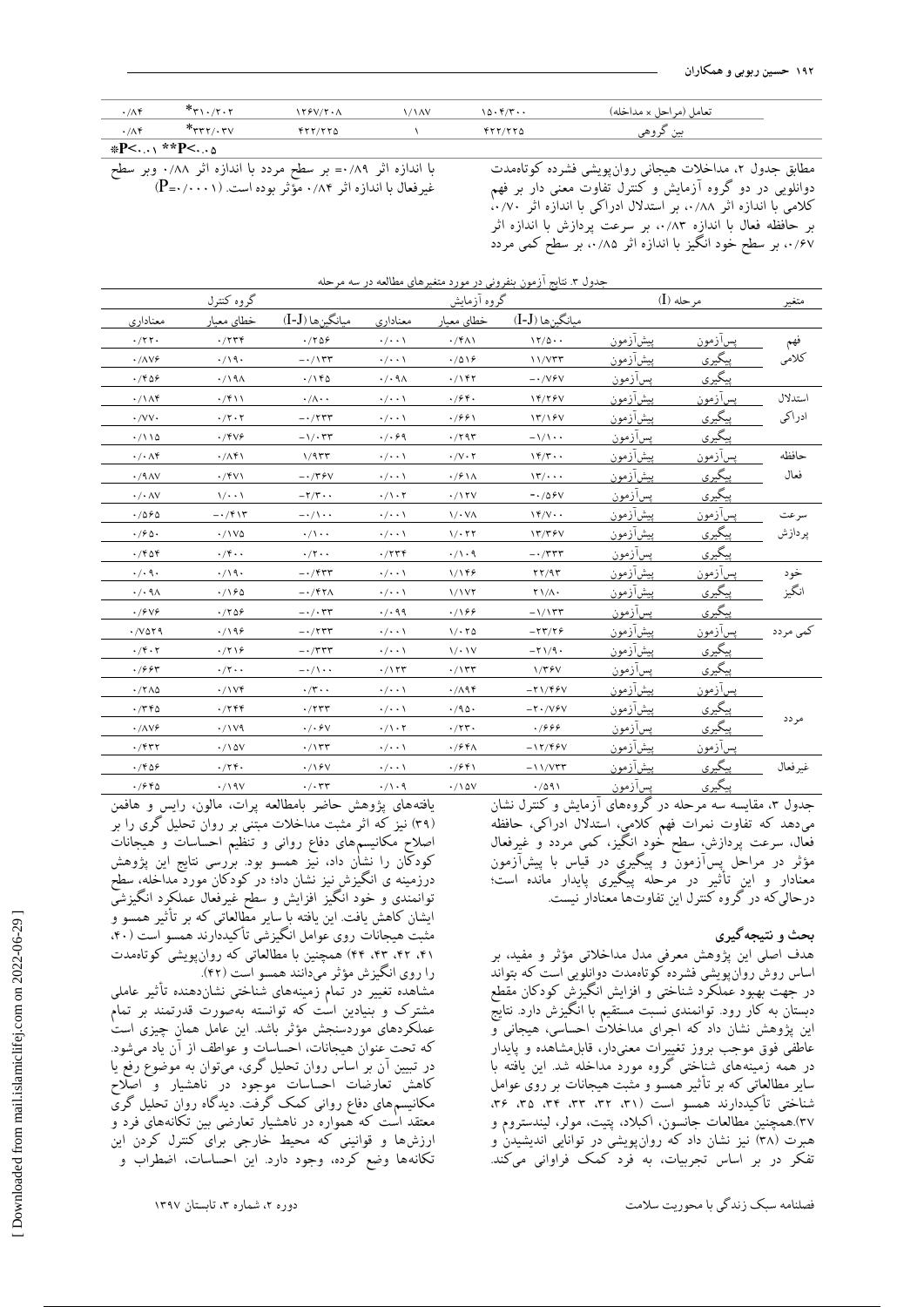| منبع تغییرات | مجموع مجذورات | درجه آزادی | میانگین مجذورات | F | اندازه اثر |
|---|---|---|---|---|---|
| تعامل (مراحل × مداخله) | ۱۵۰۴/۳۰۰ | ۱/۱۸۷ | ۱۲۶۷/۲۰۸ | *۳۱۰/۲۰۲ | ۰/۸۴ |
| بین گروهی | ۴۲۲/۲۲۵ | ۱ | ۴۲۲/۲۲۵ | *۳۳۲/۰۳۷ | ۰/۸۴ |

*P<۰/۰۱ **P<۰/۰۵

مطابق جدول ۲، مداخلات هیجانی روان‌پویشی فشرده کوتاه‌مدت دوانلویی در دو گروه آزمایش و کنترل تفاوت معنی دار بر فهم کلامی با اندازه اثر ۰/۸۸، بر استدلال ادراکی با اندازه اثر ۰/۷۰، بر حافظه فعال با اندازه ۰/۸۳، بر سرعت پردازش با اندازه اثر ۰/۶۷، بر سطح خود انگیز با اندازه اثر ۰/۸۵، بر سطح کمی مردد با اندازه اثر ۰/۸۹ = بر سطح مردد با اندازه اثر ۰/۸۸ وبر سطح غیرفعال با اندازه اثر ۰/۸۴ مؤثر بوده است. ($P=0/0001$)

جدول ۳. نتایج آزمون بنفرونی در مورد متغیرهای مطالعه در سه مرحله

| متغیر | مرحله (I) | | گروه آزمایش | | | گروه کنترل | | |
|---|---|---|---|---|---|---|---|---|
| | | | میانگین‌ها (I-J) | خطای معیار | معناداری | میانگین‌ها (I-J) | خطای معیار | معناداری |
| فهم کلامی | پس‌آزمون | پیش‌آزمون | ۱۲/۵۰۰ | ۰/۴۸۱ | ۰/۰۰۱ | ۰/۲۵۶ | ۰/۲۳۴ | ۰/۲۲۰ |
| | پیگیری | پیش‌آزمون | ۱۱/۷۳۳ | ۰/۵۱۶ | ۰/۰۰۱ | -۰/۱۳۳ | ۰/۱۹۰ | ۰/۸۷۶ |
| | پیگیری | پس‌آزمون | -۰/۷۶۷ | ۰/۱۴۲ | ۰/۰۹۸ | ۰/۱۴۵ | ۰/۱۹۸ | ۰/۴۵۶ |
| استدلال ادراکی | پس‌آزمون | پیش‌آزمون | ۱۴/۲۶۷ | ۰/۶۴۰ | ۰/۰۰۱ | ۰/۸۰۰ | ۰/۴۱۱ | ۰/۱۸۴ |
| | پیگیری | پیش‌آزمون | ۱۳/۱۶۷ | ۰/۶۶۱ | ۰/۰۰۱ | -۰/۲۳۳ | ۰/۲۰۲ | ۰/۷۷۰ |
| | پیگیری | پس‌آزمون | -۱/۱۰۰ | ۰/۲۹۳ | ۰/۰۶۹ | -۱/۰۳۳ | ۰/۴۷۶ | ۰/۱۱۵ |
| حافظه فعال | پس‌آزمون | پیش‌آزمون | ۱۴/۳۰۰ | ۰/۷۰۲ | ۰/۰۰۱ | ۱/۹۳۳ | ۰/۸۴۱ | ۰/۰۸۴ |
| | پیگیری | پیش‌آزمون | ۱۳/۰۰۰ | ۰/۶۱۸ | ۰/۰۰۱ | -۰/۳۶۷ | ۰/۴۷۱ | ۰/۹۸۷ |
| | پیگیری | پس‌آزمون | -۰/۵۶۷ | ۰/۱۲۷ | ۰/۱۰۲ | -۲/۳۰۰ | ۱/۰۰۱ | ۰/۰۸۷ |
| سرعت پردازش | پس‌آزمون | پیش‌آزمون | ۱۴/۷۰۰ | ۱/۰۷۸ | ۰/۰۰۱ | -۰/۱۰۰ | -۰/۴۱۳ | ۰/۵۶۵ |
| | پیگیری | پیش‌آزمون | ۱۳/۳۶۷ | ۱/۰۲۲ | ۰/۰۰۱ | ۰/۱۰۰ | ۰/۱۷۵ | ۰/۶۵۰ |
| | پیگیری | پس‌آزمون | -۰/۳۳۳ | ۰/۱۰۹ | ۰/۲۳۴ | ۰/۲۰۰ | ۰/۴۰۰ | ۰/۴۵۴ |
| خود انگیز | پس‌آزمون | پیش‌آزمون | ۲۲/۹۳ | ۱/۱۴۶ | ۰/۰۰۱ | -۰/۴۳۳ | ۰/۱۹۰ | ۰/۰۹۰ |
| | پیگیری | پیش‌آزمون | ۲۱/۸۰ | ۱/۱۷۲ | ۰/۰۰۱ | -۰/۴۲۸ | ۰/۱۶۵ | ۰/۰۹۸ |
| | پیگیری | پس‌آزمون | -۱/۱۳۳ | ۰/۱۶۶ | ۰/۰۹۹ | -۰/۰۳۳ | ۰/۲۵۶ | ۰/۶۷۶ |
| کمی مردد | پس‌آزمون | پیش‌آزمون | -۲۳/۲۶ | ۱/۰۲۵ | ۰/۰۰۱ | -۰/۲۳۳ | ۰/۱۹۶ | ۰/۷۵۲۹ |
| | پیگیری | پیش‌آزمون | -۲۱/۹۰ | ۱/۰۱۷ | ۰/۰۰۱ | -۰/۳۳۳ | ۰/۲۱۶ | ۰/۴۰۲ |
| | پیگیری | پس‌آزمون | ۱/۳۶۷ | ۰/۱۳۳ | ۰/۱۲۳ | -۰/۱۰۰ | ۰/۲۰۰ | ۰/۶۶۳ |
| مردد | پس‌آزمون | پیش‌آزمون | -۲۱/۴۶۷ | ۰/۸۹۴ | ۰/۰۰۱ | ۰/۳۰۰ | ۰/۱۷۴ | ۰/۲۸۵ |
| | پیگیری | پیش‌آزمون | -۲۰/۷۶۷ | ۰/۹۵۰ | ۰/۰۰۱ | ۰/۲۳۳ | ۰/۲۴۴ | ۰/۳۴۵ |
| | پیگیری | پس‌آزمون | ۰/۶۶۶ | ۰/۲۳۰ | ۰/۱۰۲ | ۰/۰۶۷ | ۰/۱۷۹ | ۰/۸۷۶ |
| غیرفعال | پس‌آزمون | پیش‌آزمون | -۱۲/۴۶۷ | ۰/۶۴۸ | ۰/۰۰۱ | ۰/۱۳۳ | ۰/۱۵۷ | ۰/۴۳۲ |
| | پیگیری | پیش‌آزمون | -۱۱/۷۳۳ | ۰/۶۴۱ | ۰/۰۰۱ | ۰/۱۶۷ | ۰/۲۴۰ | ۰/۴۵۶ |
| | پیگیری | پس‌آزمون | ۰/۵۹۱ | ۰/۱۵۷ | ۰/۱۰۹ | ۰/۰۳۳ | ۰/۱۹۷ | ۰/۶۴۵ |

جدول ۳، مقایسه سه مرحله در گروه‌های آزمایش و کنترل نشان می‌دهد که تفاوت نمرات فهم کلامی، استدلال ادراکی، حافظه فعال، سرعت پردازش، سطح خود انگیز، کمی مردد و غیرفعال مؤثر در مراحل پس‌آزمون و پیگیری در قیاس با پیش‌آزمون معنادار و این تأثیر در مرحله پیگیری پایدار مانده است؛ درحالی‌که در گروه کنترل این تفاوت‌ها معنادار نیست.

## بحث و نتیجه‌گیری

هدف اصلی این پژوهش معرفی مدل مداخلاتی مؤثر و مفید، بر اساس روش روان‌پویشی فشرده کوتاه‌مدت دوانلویی است که بتواند در جهت بهبود عملکرد شناختی و افزایش انگیزش کودکان مقطع دبستان به کار رود. توانمندی نسبت مستقیم با انگیزش دارد. نتایج این پژوهش نشان داد که اجرای مداخلات احساسی، هیجانی و عاطفی فوق موجب بروز تغییرات معنی‌دار، قابل‌مشاهده و پایدار در همه زمینه‌های شناختی گروه مورد مداخله شد. این یافته با سایر مطالعاتی که بر تأثیر همسو و مثبت هیجانات بر روی عوامل شناختی تأکیددارند همسو است (۳۱، ۳۲، ۳۳، ۳۴، ۳۵، ۳۶، ۳۷).همچنین مطالعات جانسون، اکبلاد، پتیت، مولر، لیندستروم و هبرت (۳۸) نیز نشان داد که روان‌پویشی در توانایی اندیشیدن و تفکر در بر اساس تجربیات، به فرد کمک فراوانی می‌کند.

یافته‌های پژوهش حاضر بامطالعه پرات، مالون، رایس و هافمن (۳۹) نیز که اثر مثبت مداخلات مبتنی بر روان تحلیل گری را بر اصلاح مکانیسم‌های دفاع روانی و تنظیم احساسات و هیجانات کودکان را نشان داد، نیز همسو بود. بررسی نتایج این پژوهش درزمینه ی انگیزش نیز نشان داد؛ در کودکان مورد مداخله، سطح توانمندی و خود انگیز افزایش و سطح غیرفعال عملکرد انگیزشی ایشان کاهش یافت. این یافته با سایر مطالعاتی که بر تأثیر همسو و مثبت هیجانات روی عوامل انگیزشی تأکیددارند همسو است (۴۰، ۴۱، ۴۲، ۴۳، ۴۴) همچنین با مطالعاتی که روان‌پویشی کوتاه‌مدت را روی انگیزش مؤثر می‌دانند همسو است (۴۲).

مشاهده تغییر در تمام زمینه‌های شناختی نشان‌دهنده تأثیر عاملی مشترک و بنیادین است که توانسته به‌صورت قدرتمند بر تمام عملکردهای موردسنجش مؤثر باشد. این عامل همان چیزی است که تحت عنوان هیجانات، احساسات و عواطف از آن یاد می‌شود. در تبیین آن بر اساس روان تحلیل گری، می‌توان به موضوع رفع یا کاهش تعارضات احساسات موجود در ناهشیار و اصلاح مکانیسم‌های دفاع روانی کمک گرفت. دیدگاه روان تحلیل گری معتقد است که همواره در ناهشیار تعارضی بین تکانه‌های فرد و ارزش‌ها و قوانینی که محیط خارجی برای کنترل کردن این تکانه‌ها وضع کرده، وجود دارد. این احساسات، اضطراب و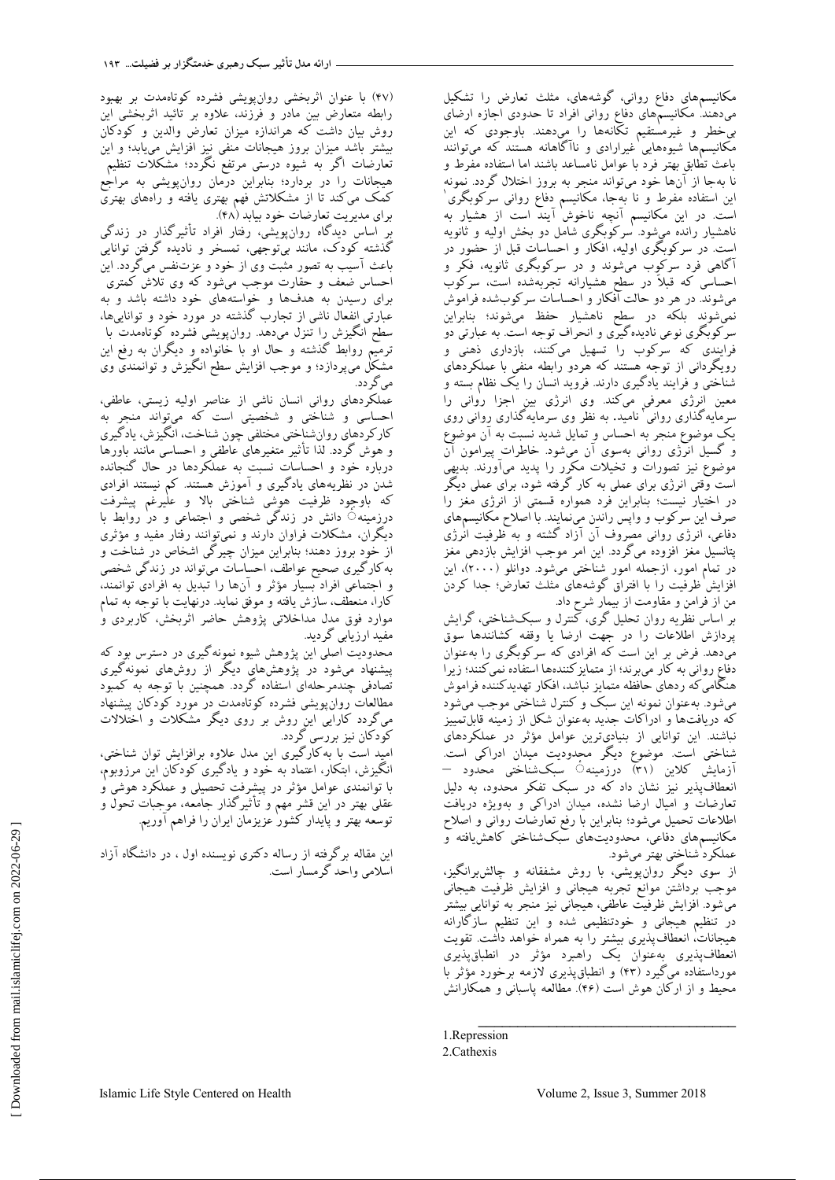مکانیسم‌های دفاع روانی، گوشه‌های، مثلث تعارض را تشکیل می‌دهند. مکانیسم‌های دفاع روانی افراد تا حدودی اجازه ارضای بی‌خطر و غیرمستقیم تکانه‌ها را می‌دهند. باوجودی که این مکانیسم‌ها شیوه‌هایی غیرارادی و ناآگاهانه هستند که می‌توانند باعث تطابق بهتر فرد با عوامل نامساعد باشند اما استفاده مفرط و نا به‌جا از آن‌ها خود می‌تواند منجر به بروز اختلال گردد. نمونه این استفاده مفرط و نا به‌جا، مکانیسم دفاع روانی سرکوبگری[1] است. در این مکانیسم آنچه ناخوش آیند است از هشیار به ناهشیار رانده می‌شود. سرکوبگری شامل دو بخش اولیه و ثانویه است. در سرکوبگری اولیه، افکار و احساسات قبل از حضور در آگاهی فرد سرکوب می‌شوند و در سرکوبگری ثانویه، فکر و احساسی که قبلاً در سطح هشیارانه تجربه‌شده است، سرکوب می‌شوند. در هر دو حالت افکار و احساسات سرکوب‌شده فراموش نمی‌شوند بلکه در سطح ناهشیار حفظ می‌شوند؛ بنابراین سرکوبگری نوعی نادیده‌گیری و انحراف توجه است. به عبارتی دو فرایندی که سرکوب را تسهیل می‌کنند، بازداری ذهنی و رویگردانی از توجه هستند که هردو رابطه منفی با عملکردهای شناختی و فرایند یادگیری دارند. فروید انسان را یک نظام بسته و معین انرژی معرفی می‌کند. وی انرژی بین اجزا روانی را سرمایه‌گذاری روانی[2] نامید. به نظر وی سرمایه‌گذاری روانی روی یک موضوع منجر به احساس و تمایل شدید نسبت به آن موضوع و گسیل انرژی روانی به‌سوی آن می‌شود. خاطرات پیرامون آن موضوع نیز تصورات و تخیلات مکرر را پدید می‌آورند. بدیهی است وقتی انرژی برای عملی به کار گرفته شود، برای عملی دیگر در اختیار نیست؛ بنابراین فرد همواره قسمتی از انرژی مغز را صرف این سرکوب و واپس راندن می‌نمایند. با اصلاح مکانیسم‌های دفاعی، انرژی روانی مصروف آن آزاد گشته و به ظرفیت انرژی پتانسیل مغز افزوده می‌گردد. این امر موجب افزایش بازدهی مغز در تمام امور، ازجمله امور شناختی می‌شود. دوانلو (۲۰۰۰)، این افزایش ظرفیت را با افتراق گوشه‌های مثلث تعارض؛ جدا کردن من از فرامن و مقاومت از بیمار شرح داد.

بر اساس نظریه روان تحلیل گری، کنترل و سبک‌شناختی، گرایش پردازش اطلاعات را در جهت ارضا یا وقفه کشانندها سوق می‌دهد. فرض بر این است که افرادی که سرکوبگری را به‌عنوان دفاع روانی به کار می‌برند؛ از متمایزکننده‌ها استفاده نمی‌کنند؛ زیرا هنگامی‌که رده‌های حافظه متمایز نباشد، افکار تهدیدکننده فراموش می‌شود. به‌عنوان نمونه این سبک و کنترل شناختی موجب می‌شود که دریافت‌ها و ادراکات جدید به‌عنوان شکل از زمینه قابل‌تمییز نباشند. این توانایی از بنیادی‌ترین عوامل مؤثر در عملکردهای شناختی است. موضوع دیگر محدودیت میدان ادراکی است. آزمایش کلاین (۳۱) درزمینهٔ سبک‌شناختی محدود – انعطاف‌پذیر نیز نشان داد که در سبک تفکر محدود، به دلیل تعارضات و امیال ارضا نشده، میدان ادراکی و به‌ویژه دریافت اطلاعات تحمیل می‌شود؛ بنابراین با رفع تعارضات روانی و اصلاح مکانیسم‌های دفاعی، محدودیت‌های سبک‌شناختی کاهش‌یافته و عملکرد شناختی بهتر می‌شود.

از سوی دیگر روان‌پویشی، با روش مشفقانه و چالش‌برانگیز، موجب برداشتن موانع تجربه هیجانی و افزایش ظرفیت هیجانی می‌شود. افزایش ظرفیت عاطفی، هیجانی نیز منجر به توانایی بیشتر در تنظیم هیجانی و خودتنظیمی شده و این تنظیم سازگارانه هیجانات، انعطاف‌پذیری بیشتر را به همراه خواهد داشت. تقویت انعطاف‌پذیری به‌عنوان یک راهبرد مؤثر در انطباق‌پذیری مورداستفاده می‌گیرد (۴۳) و انطباق‌پذیری لازمه برخورد مؤثر با محیط و از ارکان هوش است (۴۶). مطالعه پاسبانی و همکارانش (۴۷) با عنوان اثربخشی روان‌پویشی فشرده کوتاه‌مدت بر بهبود رابطه متعارض بین مادر و فرزند، علاوه بر تائید اثربخشی این روش بیان داشت که هراندازه میزان تعارض والدین و کودکان بیشتر باشد میزان بروز هیجانات منفی نیز افزایش می‌یابد؛ و این تعارضات اگر به شیوه درستی مرتفع نگردد؛ مشکلات تنظیم هیجانات را در بر دارد؛ بنابراین درمان روان‌پویشی به مراجع کمک می‌کند تا از مشکلاتش فهم بهتری یافته و راه‌های بهتری برای مدیریت تعارضات خود بیابد (۴۸).

بر اساس دیدگاه روان‌پویشی، رفتار افراد تأثیرگذار در زندگی گذشته کودک، مانند بی‌توجهی، تمسخر و نادیده گرفتن توانایی باعث آسیب به تصور مثبت وی از خود و عزت‌نفس می‌گردد. این احساس ضعف و حقارت موجب می‌شود که وی تلاش کمتری برای رسیدن به هدف‌ها و خواسته‌های خود داشته باشد و به عبارتی انفعال ناشی از تجارب گذشته در مورد خود و توانایی‌ها، سطح انگیزش را تنزل می‌دهد. روان‌پویشی فشرده کوتاه‌مدت با ترمیم روابط گذشته و حال او با خانواده و دیگران به رفع این مشکل می‌پردازد؛ و موجب افزایش سطح انگیزش و توانمندی وی می‌گردد.

عملکردهای روانی انسان ناشی از عناصر اولیه زیستی، عاطفی، احساسی و شناختی و شخصیتی است که می‌تواند منجر به کارکردهای روان‌شناختی مختلفی چون شناخت، انگیزش، یادگیری و هوش گردد. لذا تأثیر متغیرهای عاطفی و احساسی مانند باورها درباره خود و احساسات نسبت به عملکردها در حال گنجانده شدن در نظریه‌های یادگیری و آموزش هستند. کم نیستند افرادی که باوجود ظرفیت هوشی شناختی بالا و علیرغم پیشرفت درزمینهٔ دانش در زندگی شخصی و اجتماعی و در روابط با دیگران، مشکلات فراوان دارند و نمی‌توانند رفتار مفید و مؤثری از خود بروز دهند؛ بنابراین میزان چیرگی اشخاص در شناخت و به‌کارگیری صحیح عواطف، احساسات می‌تواند در زندگی شخصی و اجتماعی افراد بسیار مؤثر و آن‌ها را تبدیل به افرادی توانمند، کارا، منعطف، سازش یافته و موفق نماید. درنهایت با توجه به تمام موارد فوق مدل مداخلاتی پژوهش حاضر اثربخش، کاربردی و مفید ارزیابی گردید.

محدودیت اصلی این پژوهش شیوه نمونه‌گیری در دسترس بود که پیشنهاد می‌شود در پژوهش‌های دیگر از روش‌های نمونه‌گیری تصادفی چندمرحله‌ای استفاده گردد. همچنین با توجه به کمبود مطالعات روان‌پویشی فشرده کوتاه‌مدت در مورد کودکان پیشنهاد می‌گردد کارایی این روش بر روی دیگر مشکلات و اختلالات کودکان نیز بررسی گردد.

امید است با به‌کارگیری این مدل علاوه برافزایش توان شناختی، انگیزش، ابتکار، اعتماد به خود و یادگیری کودکان این مرزوبوم، با توانمندی عوامل مؤثر در پیشرفت تحصیلی و عملکرد هوشی و عقلی بهتر در این قشر مهم و تأثیرگذار جامعه، موجبات تحول و توسعه بهتر و پایدار کشور عزیزمان ایران را فراهم آوریم.

این مقاله برگرفته از رساله دکتری نویسنده اول ، در دانشگاه آزاد اسلامی واحد گرمسار است.

---

1. Repression
2. Cathexis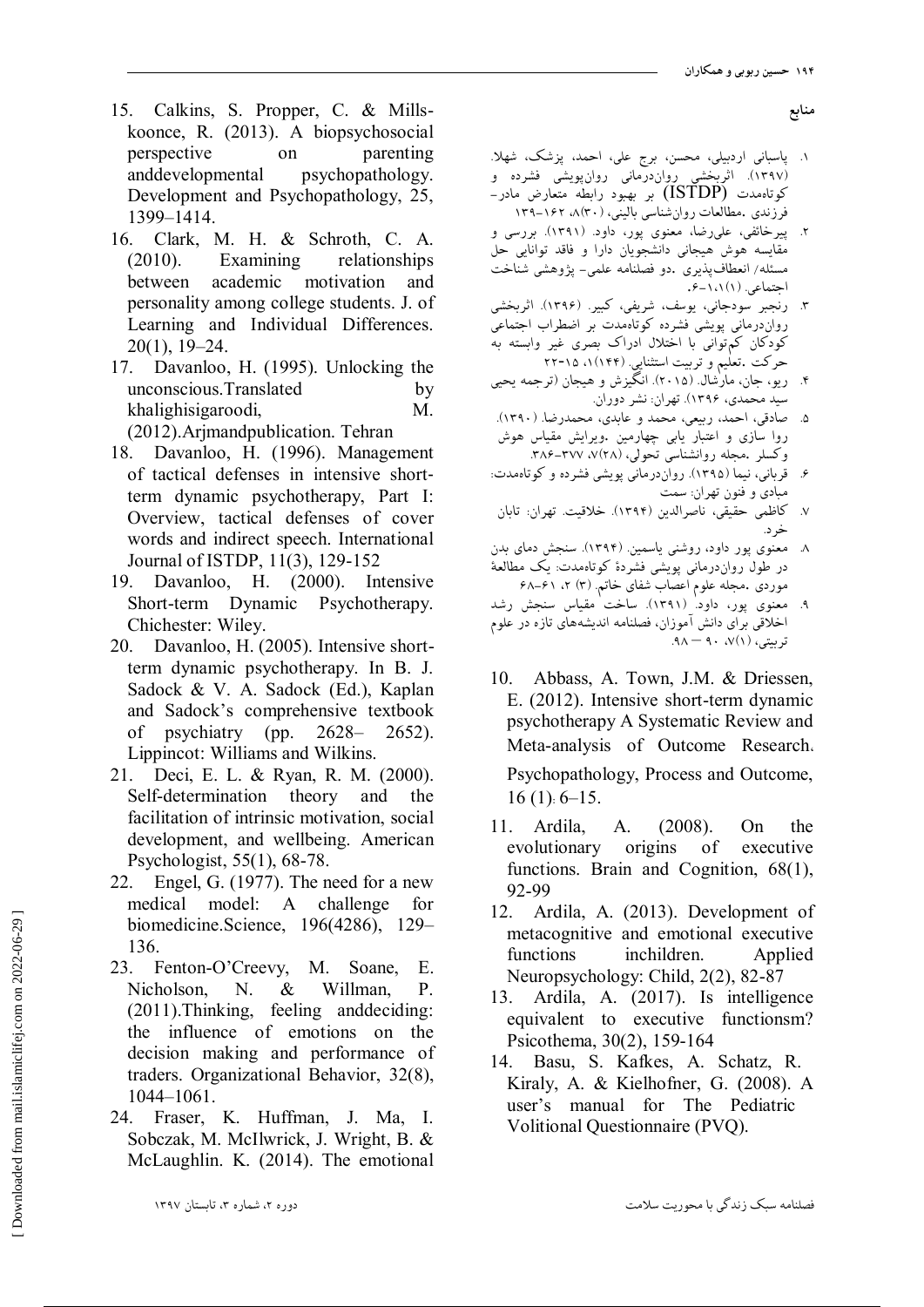## منابع

۱. پاسبانی اردبیلی، محسن، برج علی، احمد، پزشک، شهلا. (۱۳۹۷). اثربخشی روان‌درمانی روان‌پویشی فشرده و کوتاه‌مدت (ISTDP) بر بهبود رابطه متعارض مادر- فرزندی .مطالعات روان‌شناسی بالینی، (۳۰)۸، ۱۶۲-۱۳۹

۲. پیرخائفی، علی‌رضا، معنوی پور، داود. (۱۳۹۱). بررسی و مقایسه هوش هیجانی دانشجویان دارا و فاقد توانایی حل مسئله/ انعطاف‌پذیری .دو فصلنامه علمی- پژوهشی شناخت اجتماعی. (۱)۱، ۱-۶.

۳. رنجبر سودجانی، یوسف، شریفی، کبیر. (۱۳۹۶). اثربخشی روان‌درمانی پویشی فشرده کوتاه‌مدت بر اضطراب اجتماعی کودکان کم‌توانی با اختلال ادراک بصری غیر وابسته به حرکت .تعلیم و تربیت استثنایی. (۱۴۴)۱، ۱۵-۲۲

۴. ریو، جان، مارشال. (۲۰۱۵). انگیزش و هیجان (ترجمه یحیی سید محمدی، ۱۳۹۶). تهران: نشر دوران.

۵. صادقی، احمد، ربیعی، محمد و عابدی، محمدرضا. (۱۳۹۰). روا سازی و اعتبار یابی چهارمین .ویرایش مقیاس هوش وکسلر .مجله روانشناسی تحولی، (۲۸)۷، ۳۷۷-۳۸۶.

۶. قربانی، نیما (۱۳۹۵). روان‌درمانی پویشی فشرده و کوتاه‌مدت: مبادی و فنون تهران: سمت

۷. کاظمی حقیقی، ناصرالدین (۱۳۹۴). خلاقیت. تهران: تابان خرد.

۸. معنوی پور داود، روشنی یاسمین. (۱۳۹۴). سنجش دمای بدن در طول روان‌درمانی پویشی فشردهٔ کوتاه‌مدت: یک مطالعهٔ موردی .مجله علوم اعصاب شفای خاتم. (۳) ۲، ۶۱-۶۸

۹. معنوی پور، داود. (۱۳۹۱). ساخت مقیاس سنجش رشد اخلاقی برای دانش آموزان، فصلنامه اندیشه‌های تازه در علوم تربیتی، (۱)۷، ۹۰ — ۹۸.

10. Abbass, A. Town, J.M. & Driessen, E. (2012). Intensive short-term dynamic psychotherapy A Systematic Review and Meta-analysis of Outcome Research. Psychopathology, Process and Outcome, 16 (1): 6–15.
11. Ardila, A. (2008). On the evolutionary origins of executive functions. Brain and Cognition, 68(1), 92-99
12. Ardila, A. (2013). Development of metacognitive and emotional executive functions inchildren. Applied Neuropsychology: Child, 2(2), 82-87
13. Ardila, A. (2017). Is intelligence equivalent to executive functionsm? Psicothema, 30(2), 159-164
14. Basu, S. Kafkes, A. Schatz, R. Kiraly, A. & Kielhofner, G. (2008). A user's manual for The Pediatric Volitional Questionnaire (PVQ).
15. Calkins, S. Propper, C. & Mills-koonce, R. (2013). A biopsychosocial perspective on parenting anddevelopmental psychopathology. Development and Psychopathology, 25, 1399–1414.
16. Clark, M. H. & Schroth, C. A. (2010). Examining relationships between academic motivation and personality among college students. J. of Learning and Individual Differences. 20(1), 19–24.
17. Davanloo, H. (1995). Unlocking the unconscious.Translated by khalighisigaroodi, M. (2012).Arjmandpublication. Tehran
18. Davanloo, H. (1996). Management of tactical defenses in intensive short-term dynamic psychotherapy, Part I: Overview, tactical defenses of cover words and indirect speech. International Journal of ISTDP, 11(3), 129-152
19. Davanloo, H. (2000). Intensive Short-term Dynamic Psychotherapy. Chichester: Wiley.
20. Davanloo, H. (2005). Intensive short-term dynamic psychotherapy. In B. J. Sadock & V. A. Sadock (Ed.), Kaplan and Sadock's comprehensive textbook of psychiatry (pp. 2628– 2652). Lippincot: Williams and Wilkins.
21. Deci, E. L. & Ryan, R. M. (2000). Self-determination theory and the facilitation of intrinsic motivation, social development, and wellbeing. American Psychologist, 55(1), 68-78.
22. Engel, G. (1977). The need for a new medical model: A challenge for biomedicine.Science, 196(4286), 129–136.
23. Fenton-O'Creevy, M. Soane, E. Nicholson, N. & Willman, P. (2011).Thinking, feeling anddeciding: the influence of emotions on the decision making and performance of traders. Organizational Behavior, 32(8), 1044–1061.
24. Fraser, K. Huffman, J. Ma, I. Sobczak, M. McIlwrick, J. Wright, B. & McLaughlin. K. (2014). The emotional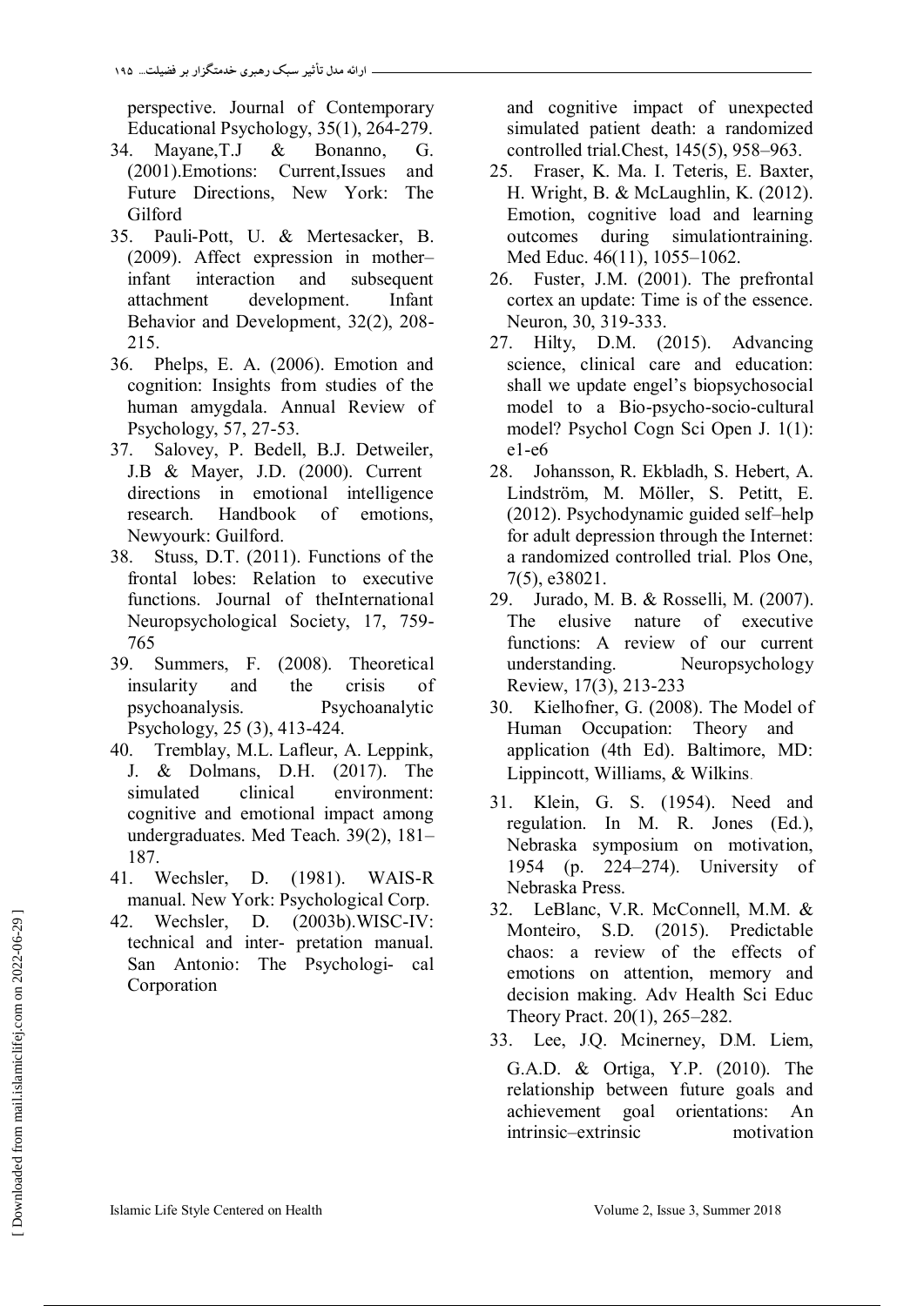perspective. Journal of Contemporary Educational Psychology, 35(1), 264-279.

34. Mayane,T.J & Bonanno, G. (2001).Emotions: Current,Issues and Future Directions, New York: The Gilford
35. Pauli-Pott, U. & Mertesacker, B. (2009). Affect expression in mother–infant interaction and subsequent attachment development. Infant Behavior and Development, 32(2), 208-215.
36. Phelps, E. A. (2006). Emotion and cognition: Insights from studies of the human amygdala. Annual Review of Psychology, 57, 27-53.
37. Salovey, P. Bedell, B.J. Detweiler, J.B & Mayer, J.D. (2000). Current directions in emotional intelligence research. Handbook of emotions, Newyourk: Guilford.
38. Stuss, D.T. (2011). Functions of the frontal lobes: Relation to executive functions. Journal of theInternational Neuropsychological Society, 17, 759-765
39. Summers, F. (2008). Theoretical insularity and the crisis of psychoanalysis. Psychoanalytic Psychology, 25 (3), 413-424.
40. Tremblay, M.L. Lafleur, A. Leppink, J. & Dolmans, D.H. (2017). The simulated clinical environment: cognitive and emotional impact among undergraduates. Med Teach. 39(2), 181–187.
41. Wechsler, D. (1981). WAIS-R manual. New York: Psychological Corp.
42. Wechsler, D. (2003b).WISC-IV: technical and inter- pretation manual. San Antonio: The Psychologi- cal Corporation

and cognitive impact of unexpected simulated patient death: a randomized controlled trial.Chest, 145(5), 958–963.

25. Fraser, K. Ma. I. Teteris, E. Baxter, H. Wright, B. & McLaughlin, K. (2012). Emotion, cognitive load and learning outcomes during simulationtraining. Med Educ. 46(11), 1055–1062.
26. Fuster, J.M. (2001). The prefrontal cortex an update: Time is of the essence. Neuron, 30, 319-333.
27. Hilty, D.M. (2015). Advancing science, clinical care and education: shall we update engel's biopsychosocial model to a Bio-psycho-socio-cultural model? Psychol Cogn Sci Open J. 1(1): e1-e6
28. Johansson, R. Ekbladh, S. Hebert, A. Lindström, M. Möller, S. Petitt, E. (2012). Psychodynamic guided self–help for adult depression through the Internet: a randomized controlled trial. Plos One, 7(5), e38021.
29. Jurado, M. B. & Rosselli, M. (2007). The elusive nature of executive functions: A review of our current understanding. Neuropsychology Review, 17(3), 213-233
30. Kielhofner, G. (2008). The Model of Human Occupation: Theory and application (4th Ed). Baltimore, MD: Lippincott, Williams, & Wilkins.
31. Klein, G. S. (1954). Need and regulation. In M. R. Jones (Ed.), Nebraska symposium on motivation, 1954 (p. 224–274). University of Nebraska Press.
32. LeBlanc, V.R. McConnell, M.M. & Monteiro, S.D. (2015). Predictable chaos: a review of the effects of emotions on attention, memory and decision making. Adv Health Sci Educ Theory Pract. 20(1), 265–282.
33. Lee, J.Q. Mcinerney, D.M. Liem, G.A.D. & Ortiga, Y.P. (2010). The relationship between future goals and achievement goal orientations: An intrinsic–extrinsic motivation